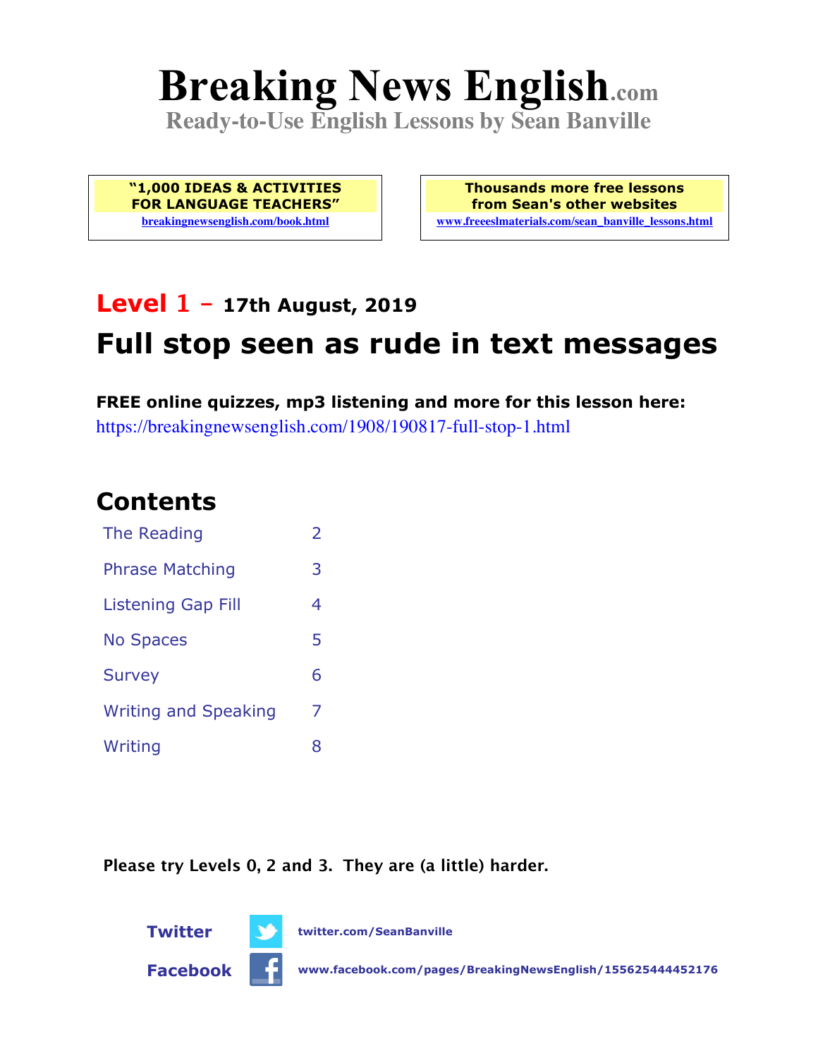# Breaking News English.com

**Ready-to-Use English Lessons by Sean Banville**

**"1,000 IDEAS & ACTIVITIES FOR LANGUAGE TEACHERS"**
breakingnewsenglish.com/book.html

**Thousands more free lessons from Sean's other websites**
www.freeeslmaterials.com/sean_banville_lessons.html

## Level 1 – 17th August, 2019

## Full stop seen as rude in text messages

**FREE online quizzes, mp3 listening and more for this lesson here:**
https://breakingnewsenglish.com/1908/190817-full-stop-1.html

## Contents

| | |
|---|---|
| The Reading | 2 |
| Phrase Matching | 3 |
| Listening Gap Fill | 4 |
| No Spaces | 5 |
| Survey | 6 |
| Writing and Speaking | 7 |
| Writing | 8 |

**Please try Levels 0, 2 and 3. They are (a little) harder.**

**Twitter** twitter.com/SeanBanville

**Facebook** www.facebook.com/pages/BreakingNewsEnglish/155625444452176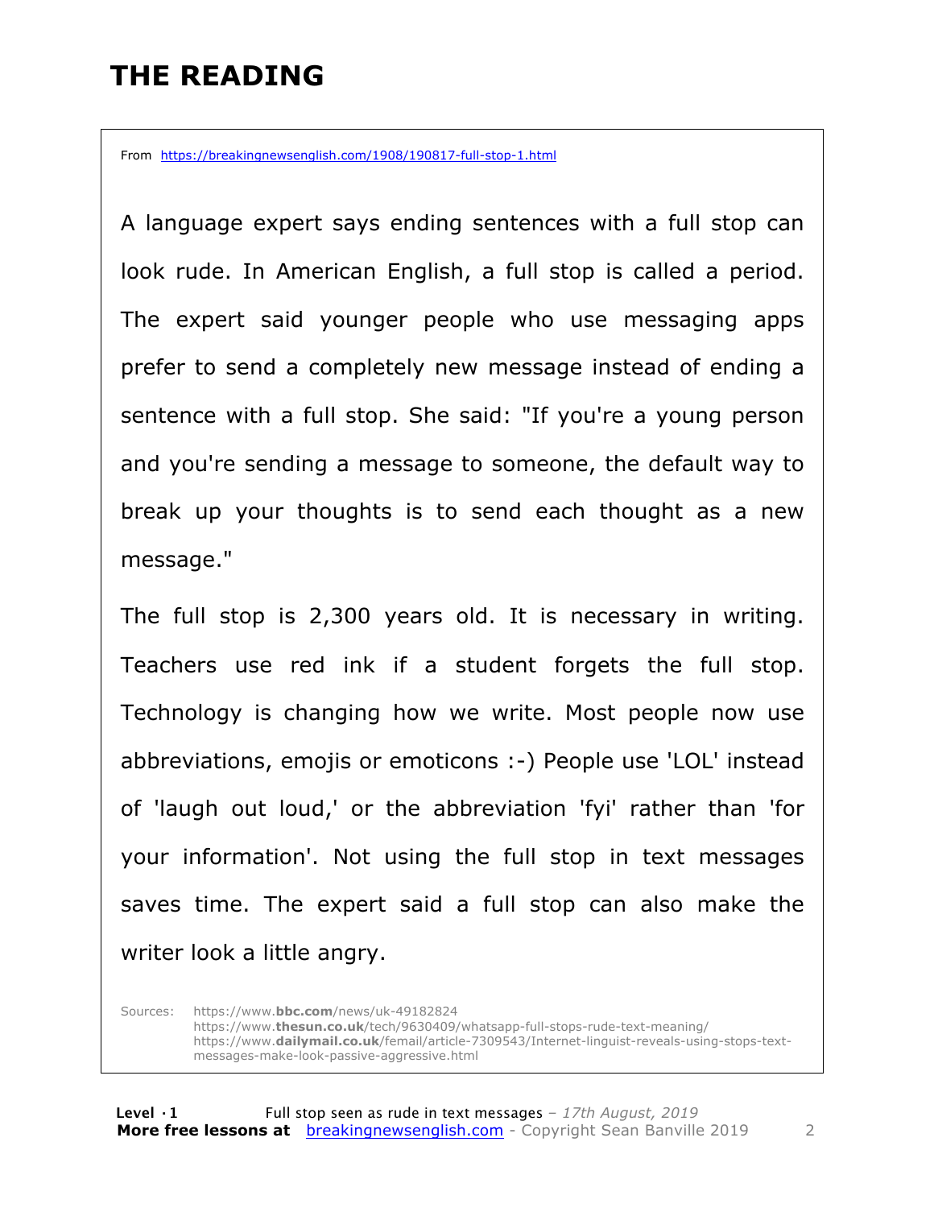# THE READING

From https://breakingnewsenglish.com/1908/190817-full-stop-1.html

A language expert says ending sentences with a full stop can look rude. In American English, a full stop is called a period. The expert said younger people who use messaging apps prefer to send a completely new message instead of ending a sentence with a full stop. She said: "If you're a young person and you're sending a message to someone, the default way to break up your thoughts is to send each thought as a new message."

The full stop is 2,300 years old. It is necessary in writing. Teachers use red ink if a student forgets the full stop. Technology is changing how we write. Most people now use abbreviations, emojis or emoticons :-) People use 'LOL' instead of 'laugh out loud,' or the abbreviation 'fyi' rather than 'for your information'. Not using the full stop in text messages saves time. The expert said a full stop can also make the writer look a little angry.

Sources:
https://www.**bbc.com**/news/uk-49182824
https://www.**thesun.co.uk**/tech/9630409/whatsapp-full-stops-rude-text-meaning/
https://www.**dailymail.co.uk**/femail/article-7309543/Internet-linguist-reveals-using-stops-text-messages-make-look-passive-aggressive.html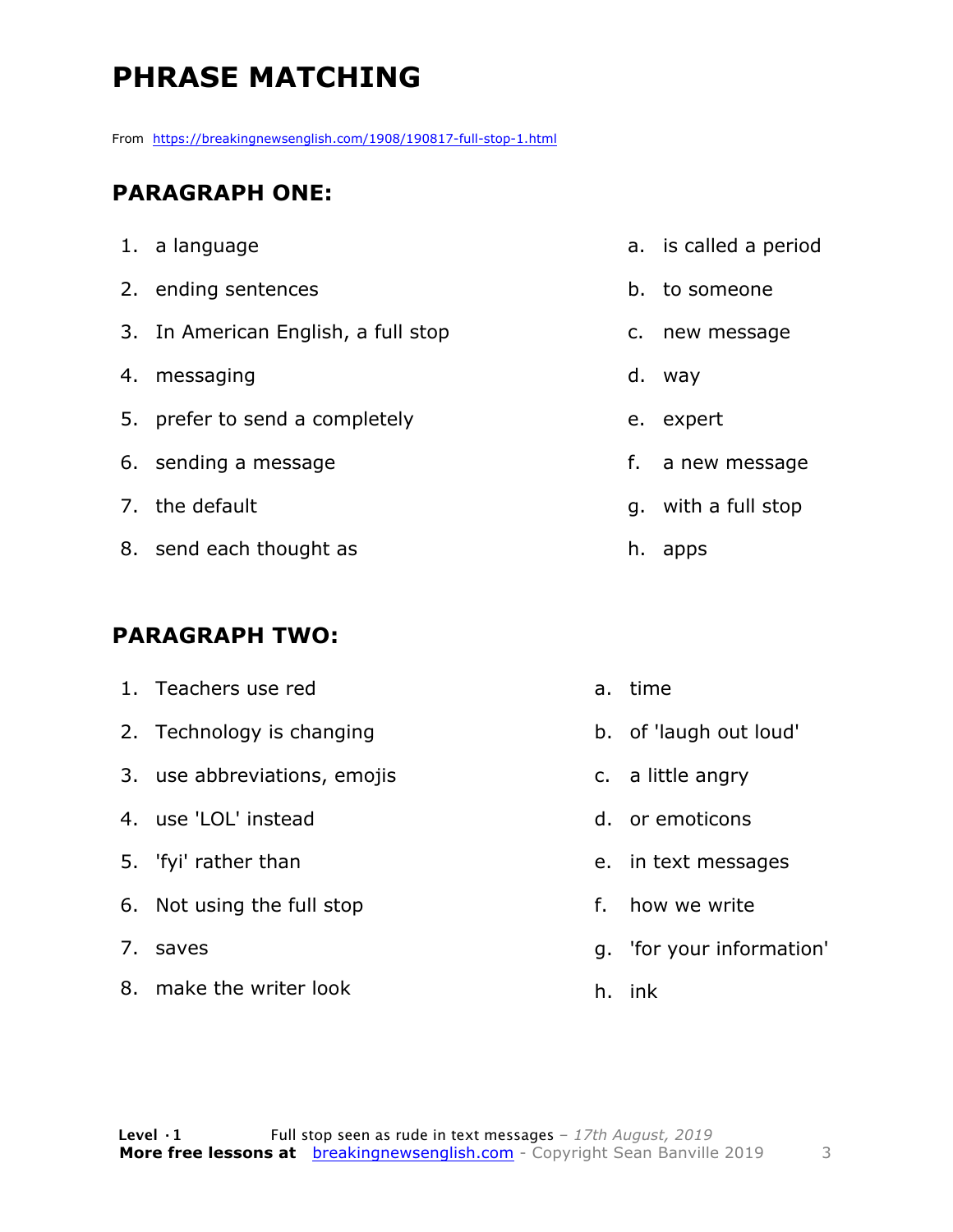# PHRASE MATCHING

From https://breakingnewsenglish.com/1908/190817-full-stop-1.html

## PARAGRAPH ONE:

| | |
|---|---|
| 1. a language | a. is called a period |
| 2. ending sentences | b. to someone |
| 3. In American English, a full stop | c. new message |
| 4. messaging | d. way |
| 5. prefer to send a completely | e. expert |
| 6. sending a message | f. a new message |
| 7. the default | g. with a full stop |
| 8. send each thought as | h. apps |

## PARAGRAPH TWO:

| | |
|---|---|
| 1. Teachers use red | a. time |
| 2. Technology is changing | b. of 'laugh out loud' |
| 3. use abbreviations, emojis | c. a little angry |
| 4. use 'LOL' instead | d. or emoticons |
| 5. 'fyi' rather than | e. in text messages |
| 6. Not using the full stop | f. how we write |
| 7. saves | g. 'for your information' |
| 8. make the writer look | h. ink |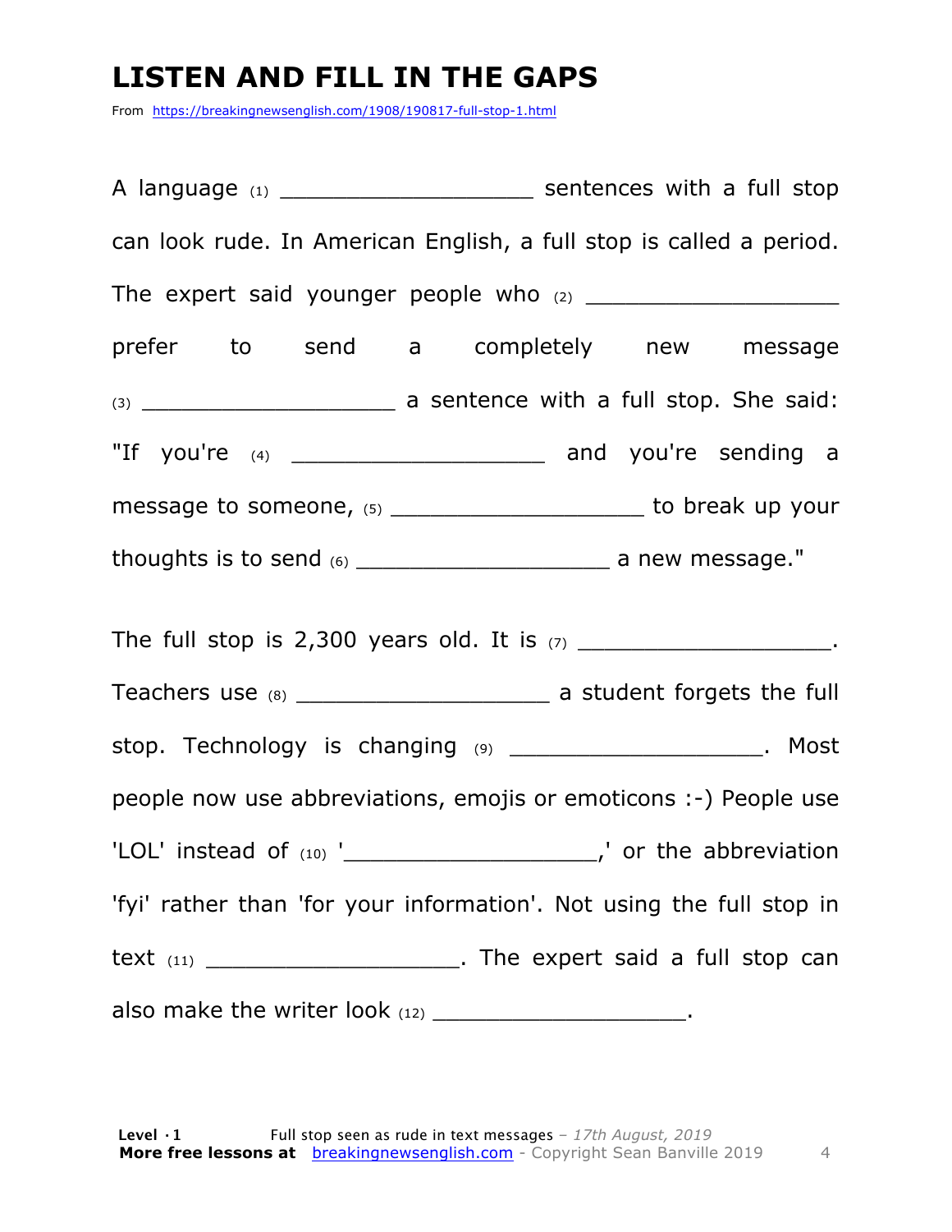# LISTEN AND FILL IN THE GAPS

From https://breakingnewsenglish.com/1908/190817-full-stop-1.html

A language (1) ___________________ sentences with a full stop can look rude. In American English, a full stop is called a period. The expert said younger people who (2) ___________________ prefer to send a completely new message (3) ___________________ a sentence with a full stop. She said: "If you're (4) ___________________ and you're sending a message to someone, (5) ___________________ to break up your thoughts is to send (6) ___________________ a new message."

The full stop is 2,300 years old. It is (7) ___________________. Teachers use (8) ___________________ a student forgets the full stop. Technology is changing (9) ___________________. Most people now use abbreviations, emojis or emoticons :-) People use 'LOL' instead of (10) '___________________,' or the abbreviation 'fyi' rather than 'for your information'. Not using the full stop in text (11) ___________________. The expert said a full stop can also make the writer look (12) ___________________.

**Level · 1** Full stop seen as rude in text messages – *17th August, 2019*
**More free lessons at** breakingnewsenglish.com - Copyright Sean Banville 2019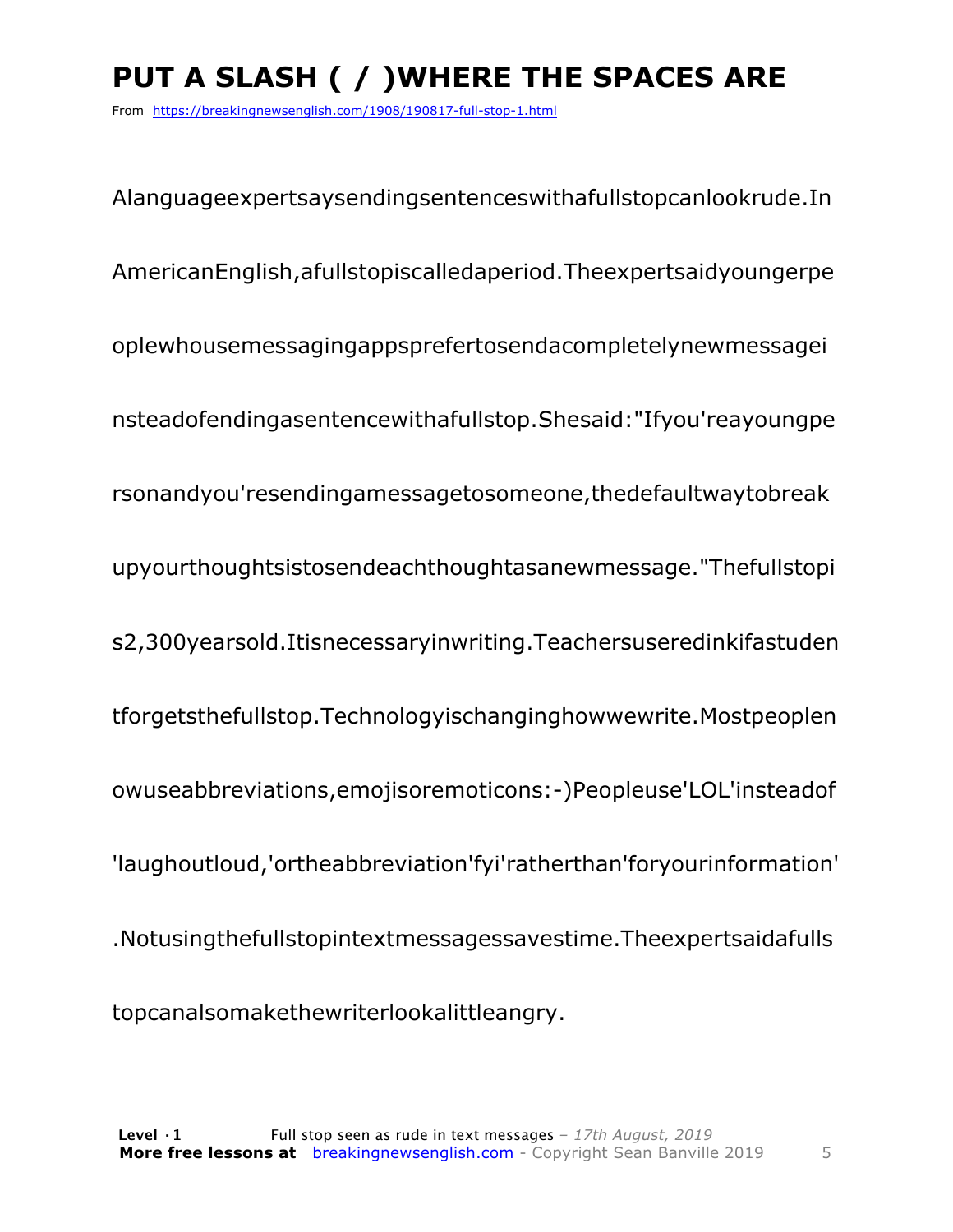# PUT A SLASH ( / )WHERE THE SPACES ARE

From https://breakingnewsenglish.com/1908/190817-full-stop-1.html

Alanguageexpertsaysendingsentenceswithafullstopcanlookrude.In

AmericanEnglish,afullstopiscalledaperiod.Theexpertsaidyoungerpe

oplewhousemessagingappsprefertosendacompletelynewmessagei

nsteadofendingasentencewithafullstop.Shesaid:"Ifyou'reayoungpe

rsonandyou'resendingamessagetosomeone,thedefaultwaytobreak

upyourthoughtsistosendeachthoughtasanewmessage."Thefullstopi

s2,300yearsold.Itisnecessaryinwriting.Teachersuseredinkifastuden

tforgetsthefullstop.Technologyischanginghowwewrite.Mostpeoplen

owuseabbreviations,emojisoremoticons:-)Peopleuse'LOL'insteadof

'laughoutloud,'ortheabbreviation'fyi'ratherthan'foryourinformation'

.Notusingthefullstopintextmessagessavestime.Theexpertsaidafulls

topcanalsomakethewriterlookalittleangry.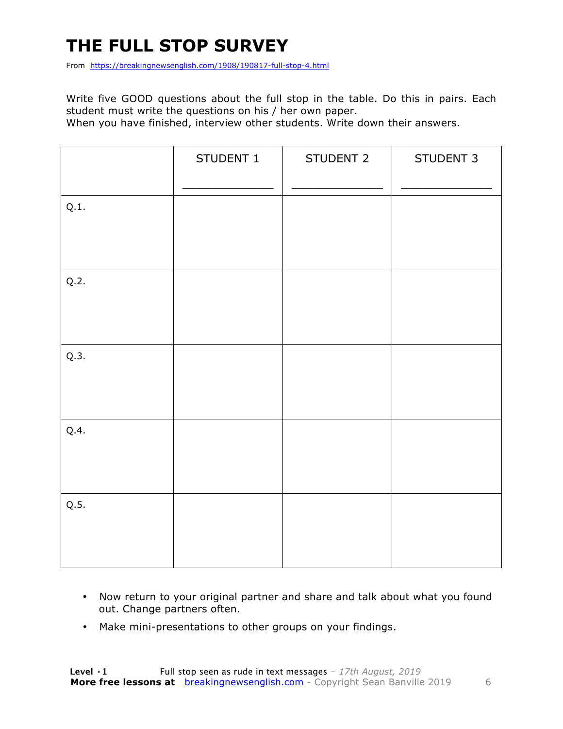# THE FULL STOP SURVEY

From https://breakingnewsenglish.com/1908/190817-full-stop-4.html

Write five GOOD questions about the full stop in the table. Do this in pairs. Each student must write the questions on his / her own paper.
When you have finished, interview other students. Write down their answers.

| | STUDENT 1<br>_____________ | STUDENT 2<br>_____________ | STUDENT 3<br>_____________ |
|---|---|---|---|
| Q.1. | | | |
| Q.2. | | | |
| Q.3. | | | |
| Q.4. | | | |
| Q.5. | | | |

- Now return to your original partner and share and talk about what you found out. Change partners often.
- Make mini-presentations to other groups on your findings.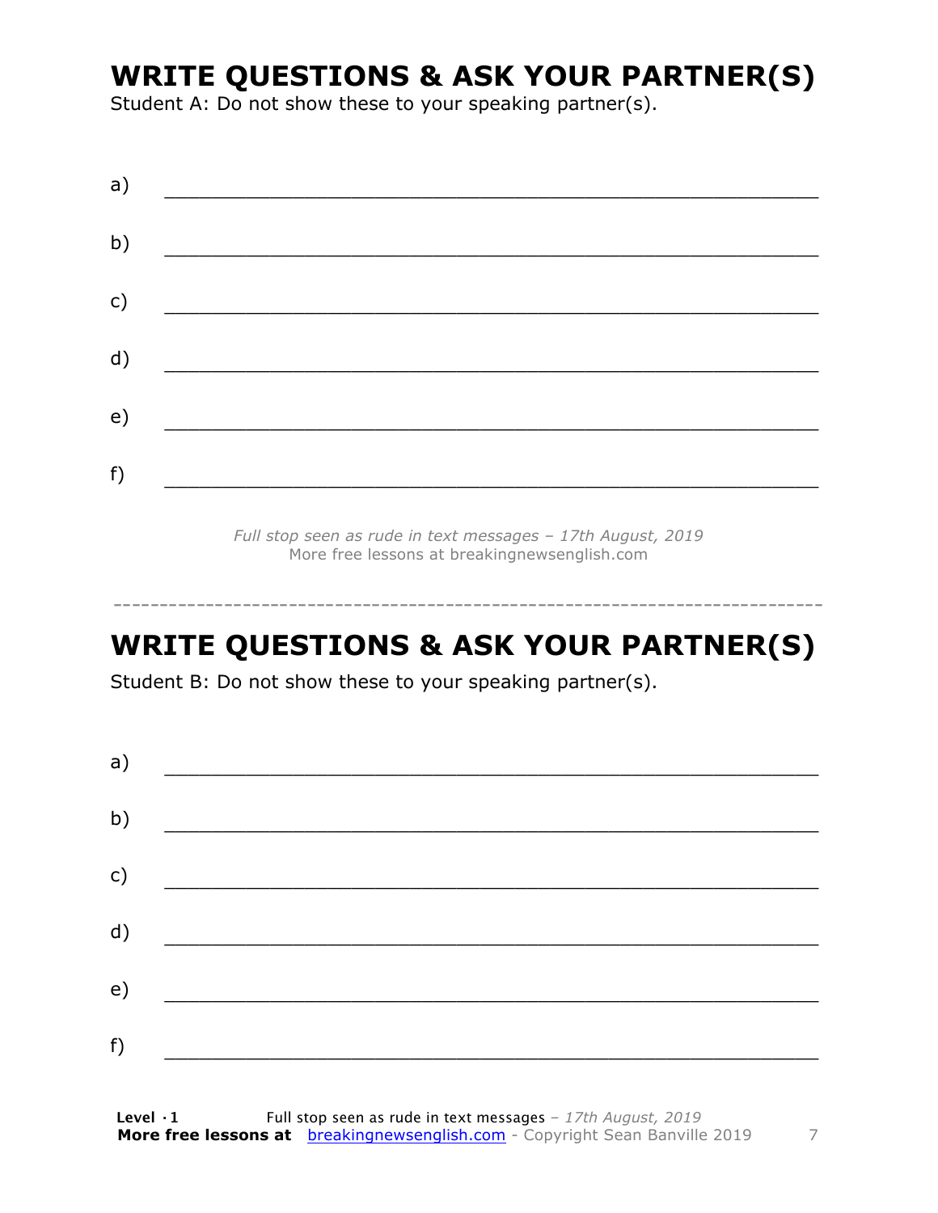## WRITE QUESTIONS & ASK YOUR PARTNER(S)

Student A: Do not show these to your speaking partner(s).

a) ___________________________________________________________

b) ___________________________________________________________

c) ___________________________________________________________

d) ___________________________________________________________

e) ___________________________________________________________

f) ___________________________________________________________

*Full stop seen as rude in text messages – 17th August, 2019*
More free lessons at breakingnewsenglish.com

---

## WRITE QUESTIONS & ASK YOUR PARTNER(S)

Student B: Do not show these to your speaking partner(s).

a) ___________________________________________________________

b) ___________________________________________________________

c) ___________________________________________________________

d) ___________________________________________________________

e) ___________________________________________________________

f) ___________________________________________________________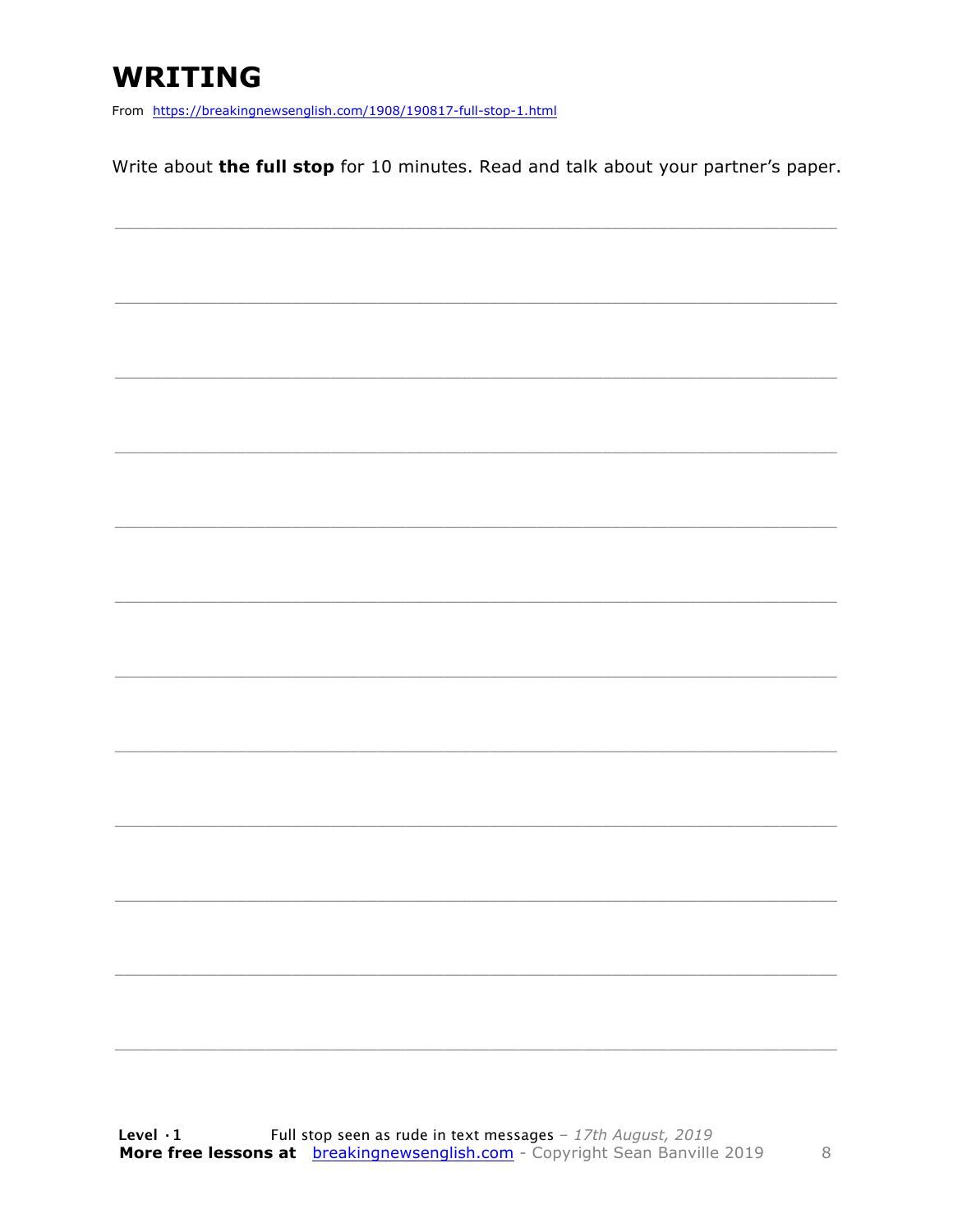# WRITING

From https://breakingnewsenglish.com/1908/190817-full-stop-1.html

Write about **the full stop** for 10 minutes. Read and talk about your partner's paper.